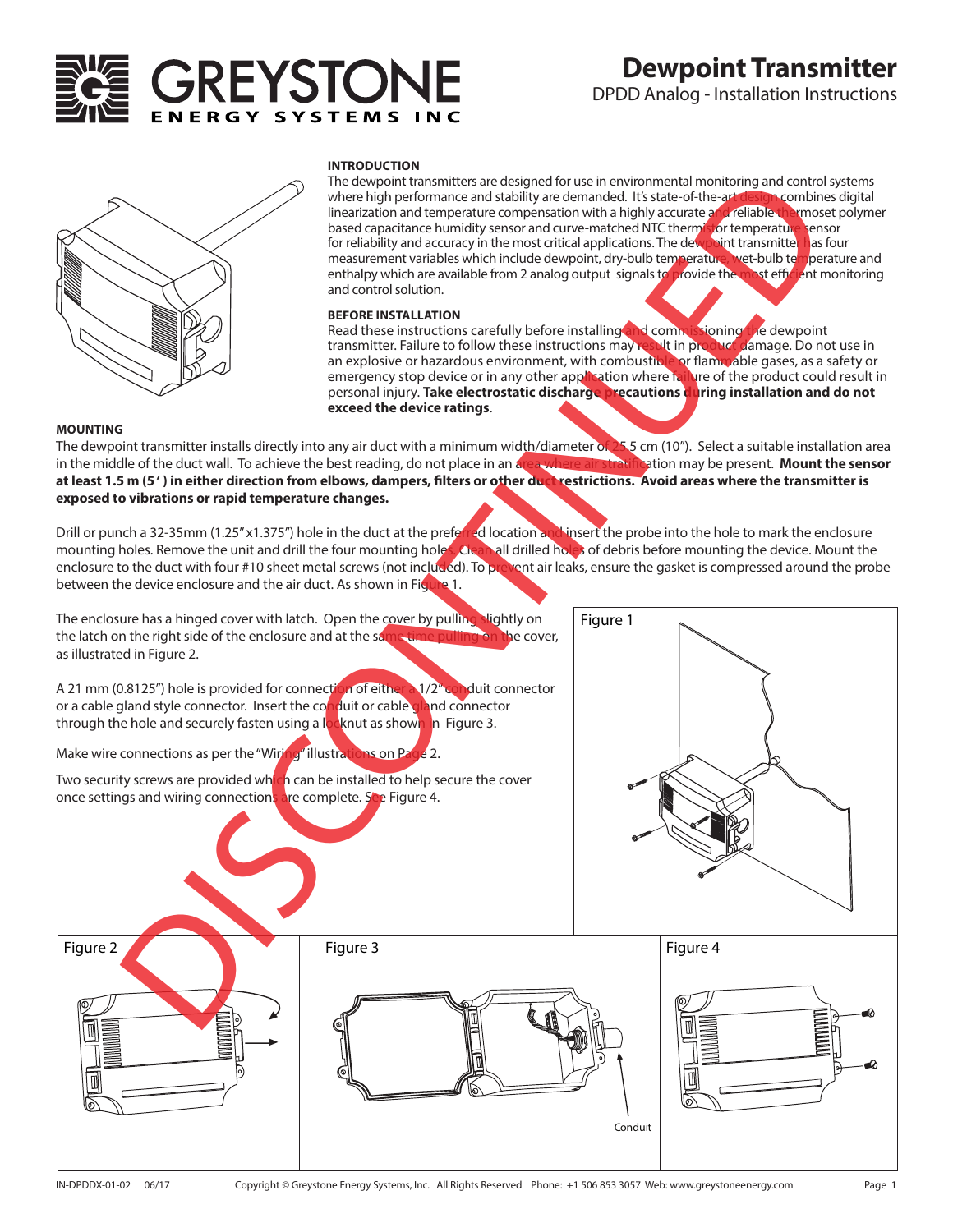# GREYSTONE ENERGY SYSTEMS INC

# Dewpoint Transmitter

DPDD Analog - Installation Instructions

DISCONTINUED

## INTRODUCTION

The dewpoint transmitters are designed for use in environmental monitoring and control systems where high performance and stability are demanded. It's state-of-the-art design combines digital linearization and temperature compensation with a highly accurate and reliable thermoset polymer based capacitance humidity sensor and curve-matched NTC thermistor temperature sensor for reliability and accuracy in the most critical applications. The dewpoint transmitter has four measurement variables which include dewpoint, dry-bulb temperature, wet-bulb temperature and enthalpy which are available from 2 analog output signals to provide the most efficient monitoring and control solution.

## BEFORE INSTALLATION

Read these instructions carefully before installing and commissioning the dewpoint transmitter. Failure to follow these instructions may result in product damage. Do not use in an explosive or hazardous environment, with combustible or flammable gases, as a safety or emergency stop device or in any other application where failure of the product could result in personal injury. **Take electrostatic discharge precautions during installation and do not exceed the device ratings**.

## MOUNTING

The dewpoint transmitter installs directly into any air duct with a minimum width/diameter of 25.5 cm (10"). Select a suitable installation area in the middle of the duct wall. To achieve the best reading, do not place in an area where air stratification may be present. **Mount the sensor at least 1.5 m (5') in either direction from elbows, dampers, filters or other duct restrictions. Avoid areas where the transmitter is exposed to vibrations or rapid temperature changes.**

Drill or punch a 32-35mm (1.25"x1.375") hole in the duct at the preferred location and insert the probe into the hole to mark the enclosure mounting holes. Remove the unit and drill the four mounting holes. Clean all drilled holes of debris before mounting the device. Mount the enclosure to the duct with four #10 sheet metal screws (not included). To prevent air leaks, ensure the gasket is compressed around the probe between the device enclosure and the air duct. As shown in Figure 1.

The enclosure has a hinged cover with latch. Open the cover by pulling slightly on the latch on the right side of the enclosure and at the same time pulling on the cover, as illustrated in Figure 2.

A 21 mm (0.8125") hole is provided for connection of either a 1/2" conduit connector or a cable gland style connector. Insert the conduit or cable gland connector through the hole and securely fasten using a locknut as shown in Figure 3.

Make wire connections as per the "Wiring" illustrations on Page 2.

Two security screws are provided which can be installed to help secure the cover once settings and wiring connections are complete. See Figure 4.

Figure 1

Figure 2

Figure 3

Conduit

Figure 4

IN-DPDDX-01-02 06/17 Copyright © Greystone Energy Systems, Inc. All Rights Reserved Phone: +1 506 853 3057 Web: www.greystoneenergy.com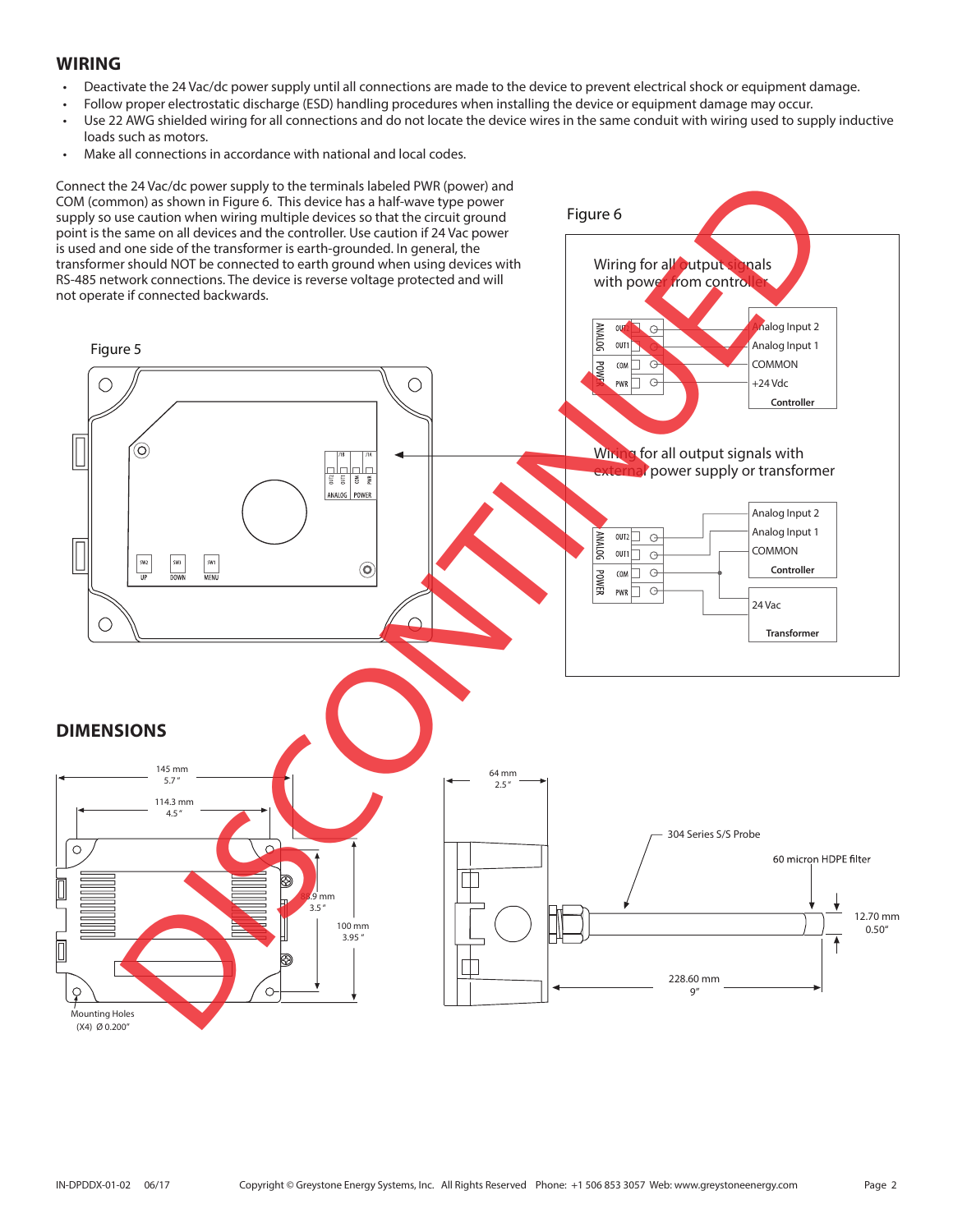## WIRING

- Deactivate the 24 Vac/dc power supply until all connections are made to the device to prevent electrical shock or equipment damage.
- Follow proper electrostatic discharge (ESD) handling procedures when installing the device or equipment damage may occur.
- Use 22 AWG shielded wiring for all connections and do not locate the device wires in the same conduit with wiring used to supply inductive loads such as motors.
- Make all connections in accordance with national and local codes.

Connect the 24 Vac/dc power supply to the terminals labeled PWR (power) and COM (common) as shown in Figure 6. This device has a half-wave type power supply so use caution when wiring multiple devices so that the circuit ground point is the same on all devices and the controller. Use caution if 24 Vac power is used and one side of the transformer is earth-grounded. In general, the transformer should NOT be connected to earth ground when using devices with RS-485 network connections. The device is reverse voltage protected and will not operate if connected backwards.

Figure 5

Figure 6

Wiring for all output signals with power from controller

Wiring for all output signals with external power supply or transformer

DISCONTINUED

## DIMENSIONS

145 mm 5.7"

114.3 mm 4.5"

88.9 mm 3.5"

100 mm 3.95"

Mounting Holes (X4) Ø 0.200"

64 mm 2.5"

304 Series S/S Probe

60 micron HDPE filter

12.70 mm 0.50"

228.60 mm 9"

IN-DPDDX-01-02 06/17 Copyright © Greystone Energy Systems, Inc. All Rights Reserved Phone: +1 506 853 3057 Web: www.greystoneenergy.com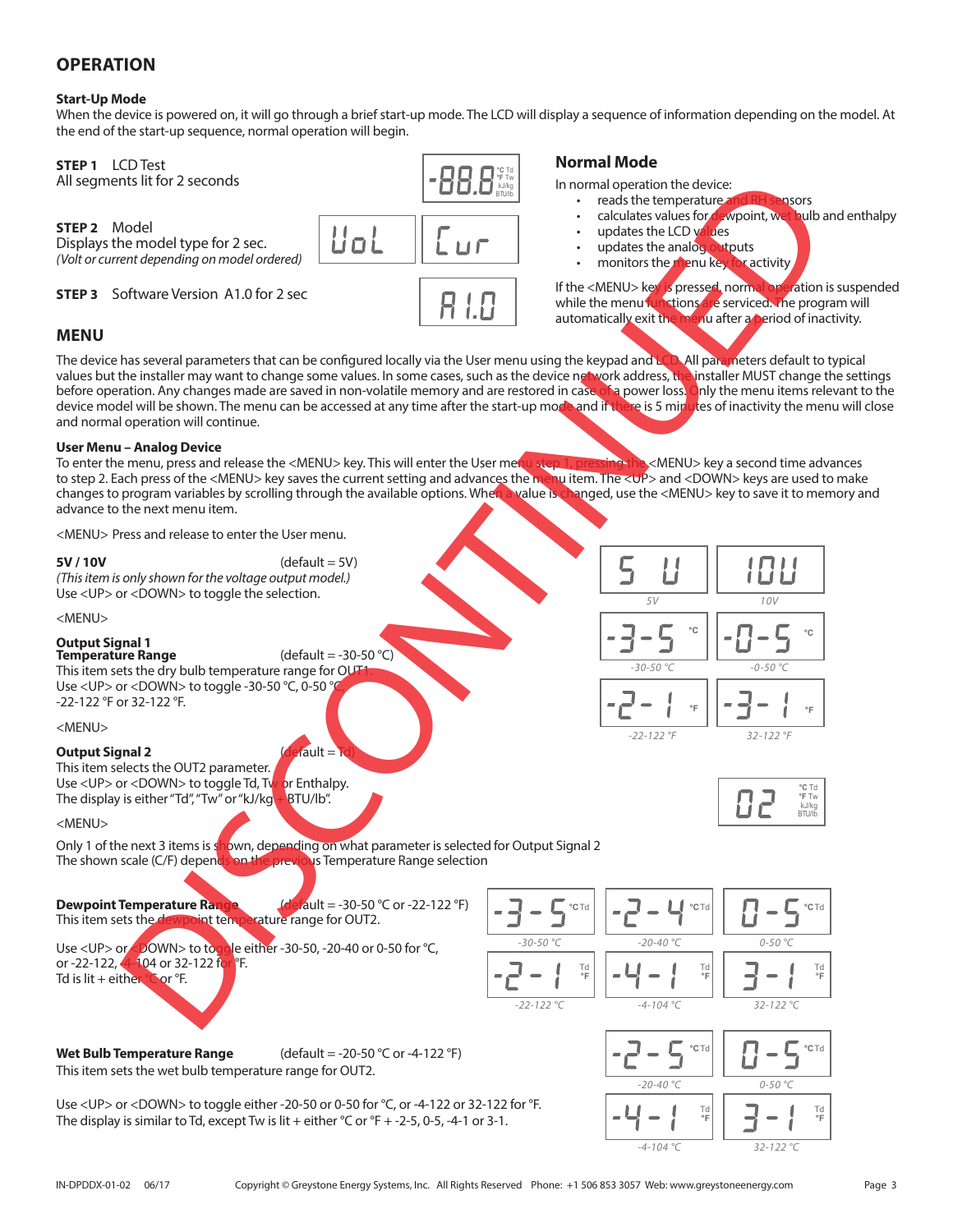## OPERATION

### Start-Up Mode

When the device is powered on, it will go through a brief start-up mode. The LCD will display a sequence of information depending on the model. At the end of the start-up sequence, normal operation will begin.

**STEP 1** LCD Test
All segments lit for 2 seconds

**STEP 2** Model
Displays the model type for 2 sec.
*(Volt or current depending on model ordered)*

**STEP 3** Software Version A1.0 for 2 sec

### Normal Mode

In normal operation the device:

- reads the temperature and RH sensors
- calculates values for dewpoint, wet bulb and enthalpy
- updates the LCD values
- updates the analog outputs
- monitors the menu key for activity

If the <MENU> key is pressed, normal operation is suspended while the menu functions are serviced. The program will automatically exit the menu after a period of inactivity.

## MENU

The device has several parameters that can be configured locally via the User menu using the keypad and LCD. All parameters default to typical values but the installer may want to change some values. In some cases, such as the device network address, the installer MUST change the settings before operation. Any changes made are saved in non-volatile memory and are restored in case of a power loss. Only the menu items relevant to the device model will be shown. The menu can be accessed at any time after the start-up mode and if there is 5 minutes of inactivity the menu will close and normal operation will continue.

### User Menu – Analog Device

To enter the menu, press and release the <MENU> key. This will enter the User menu step 1, pressing the <MENU> key a second time advances to step 2. Each press of the <MENU> key saves the current setting and advances the menu item. The <UP> and <DOWN> keys are used to make changes to program variables by scrolling through the available options. When a value is changed, use the <MENU> key to save it to memory and advance to the next menu item.

<MENU> Press and release to enter the User menu.

**5V / 10V** (default = 5V)
*(This item is only shown for the voltage output model.)*
Use <UP> or <DOWN> to toggle the selection.

5V | 10V

<MENU>

**Output Signal 1**
**Temperature Range** (default = -30-50 °C)
This item sets the dry bulb temperature range for OUT1.
Use <UP> or <DOWN> to toggle -30-50 °C, 0-50 °C, -22-122 °F or 32-122 °F.

-30-50 °C | 0-50 °C | -22-122 °F | 32-122 °F

<MENU>

**Output Signal 2** (default = Td)
This item selects the OUT2 parameter.
Use <UP> or <DOWN> to toggle Td, Tw or Enthalpy.
The display is either "Td", "Tw" or "kJ/kg + BTU/lb".

<MENU>

Only 1 of the next 3 items is shown, depending on what parameter is selected for Output Signal 2
The shown scale (C/F) depends on the previous Temperature Range selection

**Dewpoint Temperature Range** (default = -30-50 °C or -22-122 °F)
This item sets the dewpoint temperature range for OUT2.

Use <UP> or <DOWN> to toggle either -30-50, -20-40 or 0-50 for °C, or -22-122, -4-104 or 32-122 for °F.
Td is lit + either °C or °F.

-30-50 °C | -20-40 °C | 0-50 °C | -22-122 °C | -4-104 °C | 32-122 °C

**Wet Bulb Temperature Range** (default = -20-50 °C or -4-122 °F)
This item sets the wet bulb temperature range for OUT2.

Use <UP> or <DOWN> to toggle either -20-50 or 0-50 for °C, or -4-122 or 32-122 for °F.
The display is similar to Td, except Tw is lit + either °C or °F + -2-5, 0-5, -4-1 or 3-1.

-20-40 °C | 0-50 °C | -4-104 °C | 32-122 °C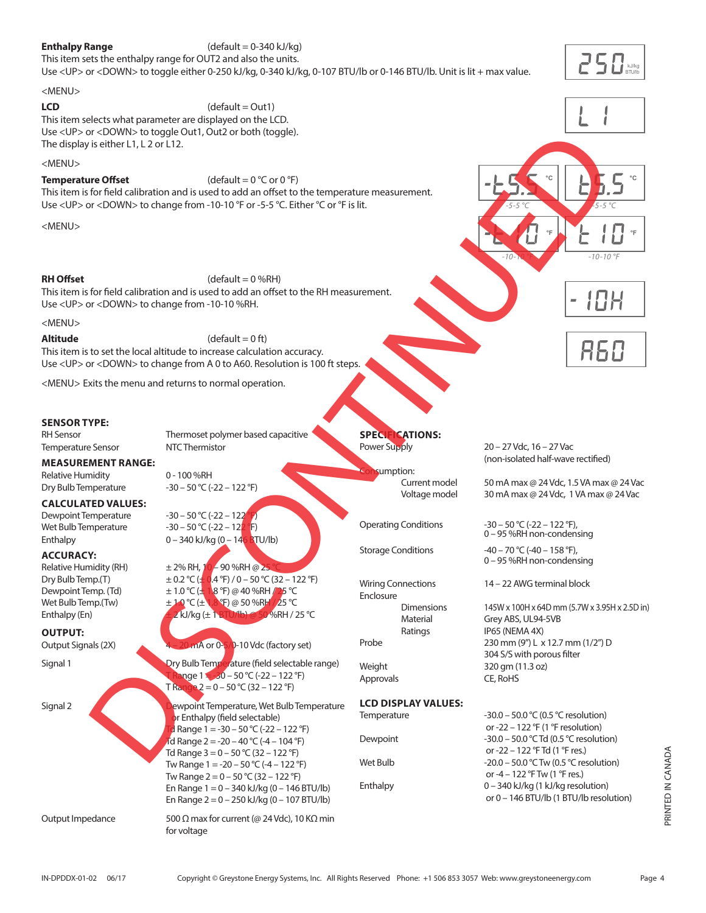**Enhalpy Range** (default = 0-340 kJ/kg)
This item sets the enthalpy range for OUT2 and also the units.
Use <UP> or <DOWN> to toggle either 0-250 kJ/kg, 0-340 kJ/kg, 0-107 BTU/lb or 0-146 BTU/lb. Unit is lit + max value.

250 kJ/kg BTU/lb

<MENU>

**LCD** (default = Out1)
This item selects what parameter are displayed on the LCD.
Use <UP> or <DOWN> to toggle Out1, Out2 or both (toggle).
The display is either L1, L 2 or L12.

L 1

<MENU>

**Temperature Offset** (default = 0 °C or 0 °F)
This item is for field calibration and is used to add an offset to the temperature measurement.
Use <UP> or <DOWN> to change from -10-10 °F or -5-5 °C. Either °C or °F is lit.

-t5.5 °C -5-5 °C
t5.5 °C -5-5 °C
-t10 °F -10-10 °F
t10 °F -10-10 °F

<MENU>

**RH Offset** (default = 0 %RH)
This item is for field calibration and is used to add an offset to the RH measurement.
Use <UP> or <DOWN> to change from -10-10 %RH.

-10H

<MENU>

**Altitude** (default = 0 ft)
This item is to set the local altitude to increase calculation accuracy.
Use <UP> or <DOWN> to change from A 0 to A60. Resolution is 100 ft steps.

A60

<MENU> Exits the menu and returns to normal operation.

DISCONTINUED

### SENSOR TYPE:

| | |
|---|---|
| RH Sensor | Thermoset polymer based capacitive |
| Temperature Sensor | NTC Thermistor |

### MEASUREMENT RANGE:

| | |
|---|---|
| Relative Humidity | 0 - 100 %RH |
| Dry Bulb Temperature | -30 – 50 °C (-22 – 122 °F) |

### CALCULATED VALUES:

| | |
|---|---|
| Dewpoint Temperature | -30 – 50 °C (-22 – 122 °F) |
| Wet Bulb Temperature | -30 – 50 °C (-22 – 122 °F) |
| Enthalpy | 0 – 340 kJ/kg (0 – 146 BTU/lb) |

### ACCURACY:

| | |
|---|---|
| Relative Humidity (RH) | ± 2% RH, 10 – 90 %RH @ 25 °C |
| Dry Bulb Temp.(T) | ± 0.2 °C (± 0.4 °F) / 0 – 50 °C (32 – 122 °F) |
| Dewpoint Temp. (Td) | ± 1.0 °C (± 1.8 °F) @ 40 %RH / 25 °C |
| Wet Bulb Temp.(Tw) | ± 1.0 °C (± 1.8 °F) @ 50 %RH / 25 °C |
| Enthalpy (En) | ± 2 kJ/kg (± 1 BTU/lb) @ 50 %RH / 25 °C |

### OUTPUT:

| | |
|---|---|
| Output Signals (2X) | 4 – 20 mA or 0-5/0-10 Vdc (factory set) |
| Signal 1 | Dry Bulb Temperature (field selectable range)<br>T Range 1 = -30 – 50 °C (-22 – 122 °F)<br>T Range 2 = 0 – 50 °C (32 – 122 °F) |
| Signal 2 | Dewpoint Temperature, Wet Bulb Temperature or Enthalpy (field selectable)<br>Td Range 1 = -30 – 50 °C (-22 – 122 °F)<br>Td Range 2 = -20 – 40 °C (-4 – 104 °F)<br>Td Range 3 = 0 – 50 °C (32 – 122 °F)<br>Tw Range 1 = -20 – 50 °C (-4 – 122 °F)<br>Tw Range 2 = 0 – 50 °C (32 – 122 °F)<br>En Range 1 = 0 – 340 kJ/kg (0 – 146 BTU/lb)<br>En Range 2 = 0 – 250 kJ/kg (0 – 107 BTU/lb) |
| Output Impedance | 500 Ω max for current (@ 24 Vdc), 10 KΩ min for voltage |

### SPECIFICATIONS:

| | |
|---|---|
| Power Supply | 20 – 27 Vdc, 16 – 27 Vac (non-isolated half-wave rectified) |
| Consumption: Current model | 50 mA max @ 24 Vdc, 1.5 VA max @ 24 Vac |
| Consumption: Voltage model | 30 mA max @ 24 Vdc, 1 VA max @ 24 Vac |
| Operating Conditions | -30 – 50 °C (-22 – 122 °F), 0 – 95 %RH non-condensing |
| Storage Conditions | -40 – 70 °C (-40 – 158 °F), 0 – 95 %RH non-condensing |
| Wiring Connections | 14 – 22 AWG terminal block |
| Enclosure: Dimensions | 145W x 100H x 64D mm (5.7W x 3.95H x 2.5D in) |
| Enclosure: Material | Grey ABS, UL94-5VB |
| Enclosure: Ratings | IP65 (NEMA 4X) |
| Probe | 230 mm (9") L x 12.7 mm (1/2") D 304 S/S with porous filter |
| Weight | 320 gm (11.3 oz) |
| Approvals | CE, RoHS |

### LCD DISPLAY VALUES:

| | |
|---|---|
| Temperature | -30.0 – 50.0 °C (0.5 °C resolution) or -22 – 122 °F (1 °F resolution) |
| Dewpoint | -30.0 – 50.0 °C Td (0.5 °C resolution) or -22 – 122 °F Td (1 °F res.) |
| Wet Bulb | -20.0 – 50.0 °C Tw (0.5 °C resolution) or -4 – 122 °F Tw (1 °F res.) |
| Enthalpy | 0 – 340 kJ/kg (1 kJ/kg resolution) or 0 – 146 BTU/lb (1 BTU/lb resolution) |

PRINTED IN CANADA

IN-DPDDX-01-02 06/17 Copyright © Greystone Energy Systems, Inc. All Rights Reserved Phone: +1 506 853 3057 Web: www.greystoneenergy.com